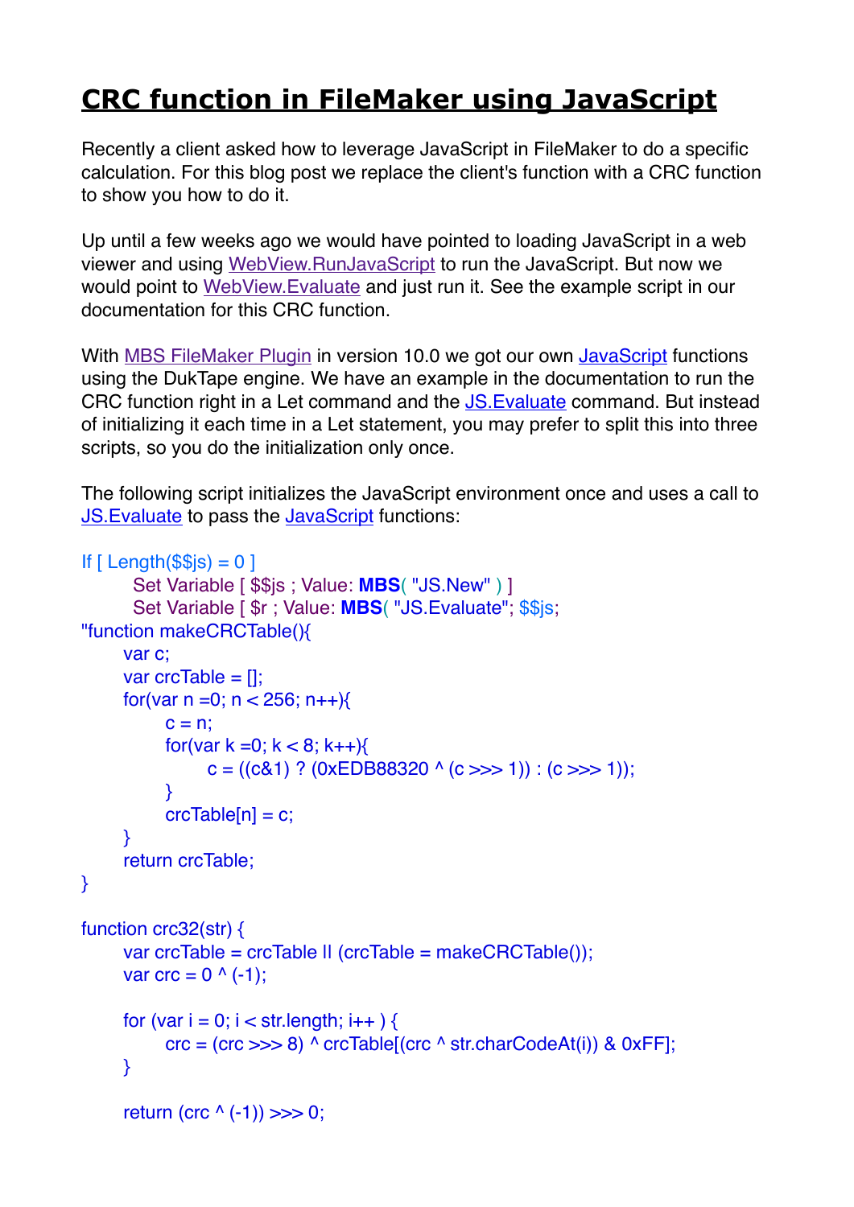# CRC function in FileMaker using JavaScript

Recently a client asked how to leverage JavaScript in FileMaker to do a specific calculation. For this blog post we replace the client's function with a CRC function to show you how to do it.

Up until a few weeks ago we would have pointed to loading JavaScript in a web viewer and using WebView.RunJavaScript to run the JavaScript. But now we would point to WebView.Evaluate and just run it. See the example script in our documentation for this CRC function.

With MBS FileMaker Plugin in version 10.0 we got our own JavaScript functions using the DukTape engine. We have an example in the documentation to run the CRC function right in a Let command and the JS.Evaluate command. But instead of initializing it each time in a Let statement, you may prefer to split this into three scripts, so you do the initialization only once.

The following script initializes the JavaScript environment once and uses a call to JS.Evaluate to pass the JavaScript functions:

```
If [ Length($$js) = 0 ]
	Set Variable [ $$js ; Value: MBS( "JS.New" ) ]
	Set Variable [ $r ; Value: MBS( "JS.Evaluate"; $$js;
"function makeCRCTable(){
	var c;
	var crcTable = [];
	for(var n =0; n < 256; n++){
		c = n;
		for(var k =0; k < 8; k++){
			c = ((c&1) ? (0xEDB88320 ^ (c >>> 1)) : (c >>> 1));
		}
		crcTable[n] = c;
	}
	return crcTable;
}

function crc32(str) {
	var crcTable = crcTable || (crcTable = makeCRCTable());
	var crc = 0 ^ (-1);

	for (var i = 0; i < str.length; i++ ) {
		crc = (crc >>> 8) ^ crcTable[(crc ^ str.charCodeAt(i)) & 0xFF];
	}

	return (crc ^ (-1)) >>> 0;
```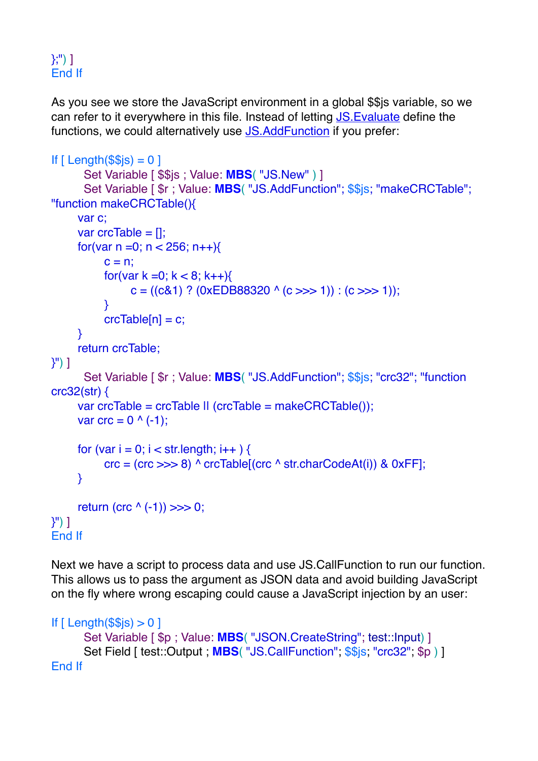```
};") ]
End If
```

As you see we store the JavaScript environment in a global $$js variable, so we can refer to it everywhere in this file. Instead of letting [JS.Evaluate]() define the functions, we could alternatively use [JS.AddFunction]() if you prefer:

```
If [ Length($$js) = 0 ]
	Set Variable [ $$js ; Value: MBS( "JS.New" ) ]
	Set Variable [ $r ; Value: MBS( "JS.AddFunction"; $$js; "makeCRCTable"; "function makeCRCTable(){
	var c;
	var crcTable = [];
	for(var n =0; n < 256; n++){
		c = n;
		for(var k =0; k < 8; k++){
			c = ((c&1) ? (0xEDB88320 ^ (c >>> 1)) : (c >>> 1));
		}
		crcTable[n] = c;
	}
	return crcTable;
}") ]
	Set Variable [ $r ; Value: MBS( "JS.AddFunction"; $$js; "crc32"; "function crc32(str) {
	var crcTable = crcTable || (crcTable = makeCRCTable());
	var crc = 0 ^ (-1);

	for (var i = 0; i < str.length; i++ ) {
		crc = (crc >>> 8) ^ crcTable[(crc ^ str.charCodeAt(i)) & 0xFF];
	}

	return (crc ^ (-1)) >>> 0;
}") ]
End If
```

Next we have a script to process data and use JS.CallFunction to run our function. This allows us to pass the argument as JSON data and avoid building JavaScript on the fly where wrong escaping could cause a JavaScript injection by an user:

```
If [ Length($$js) > 0 ]
	Set Variable [ $p ; Value: MBS( "JSON.CreateString"; test::Input) ]
	Set Field [ test::Output ; MBS( "JS.CallFunction"; $$js; "crc32"; $p ) ]
End If
```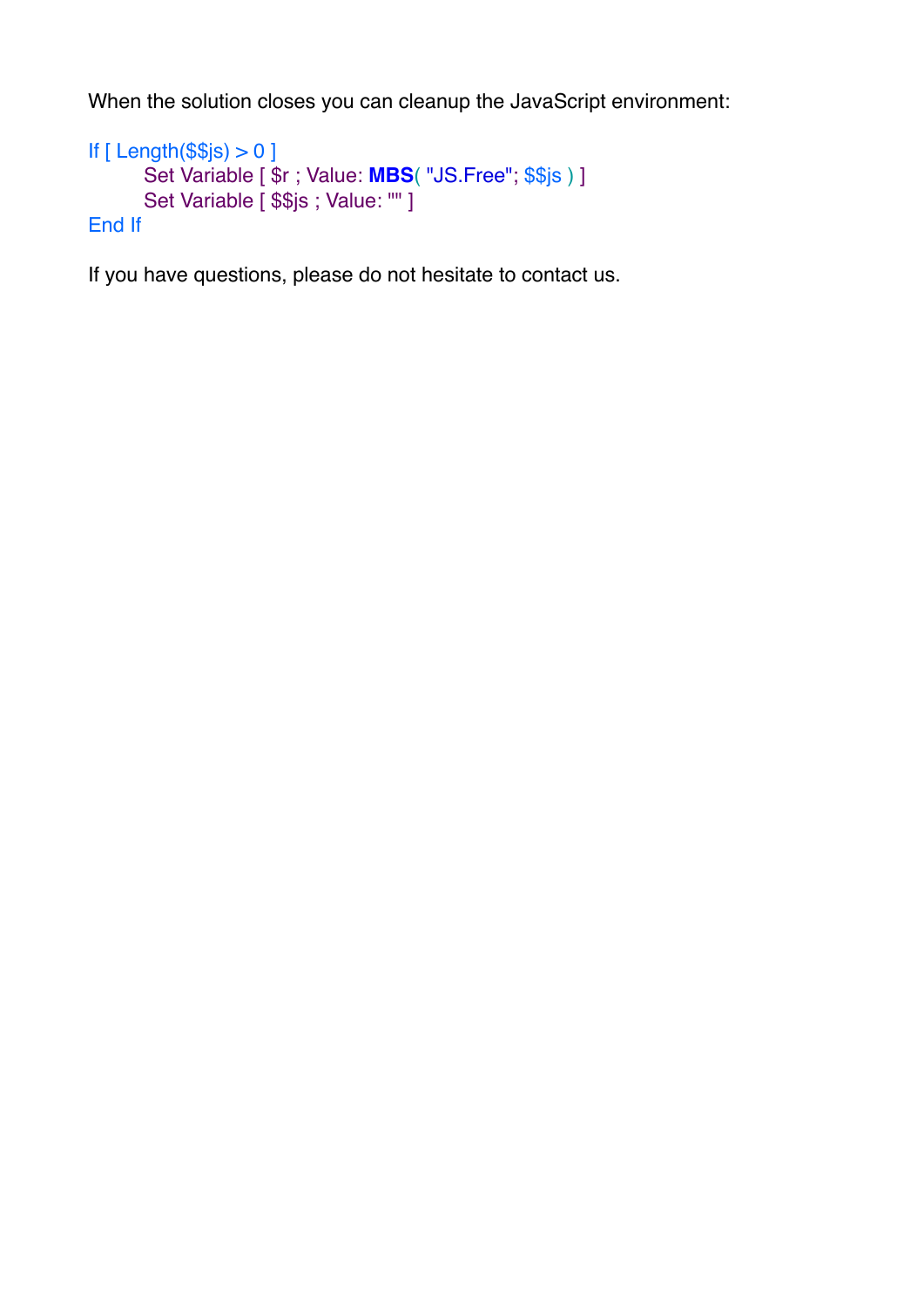When the solution closes you can cleanup the JavaScript environment:

```
If [ Length($$js) > 0 ]
	Set Variable [ $r ; Value: MBS( "JS.Free"; $$js ) ]
	Set Variable [ $$js ; Value: "" ]
End If
```

If you have questions, please do not hesitate to contact us.